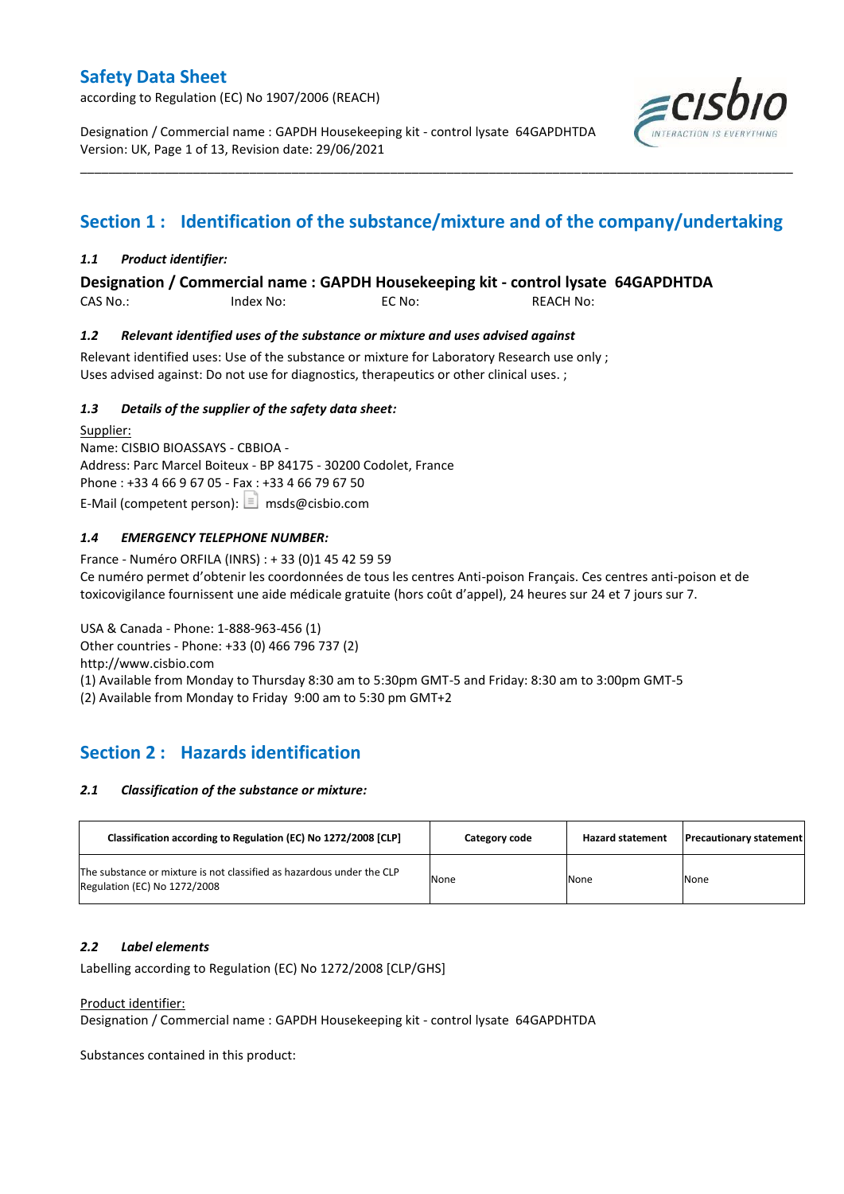# Safety Data Sheet

according to Regulation (EC) No 1907/2006 (REACH)

Designation / Commercial name : GAPDH Housekeeping kit - control lysate 64GAPDHTDA
Version: UK, Page 1 of 13, Revision date: 29/06/2021

## Section 1 : Identification of the substance/mixture and of the company/undertaking

### *1.1 Product identifier:*

**Designation / Commercial name : GAPDH Housekeeping kit - control lysate 64GAPDHTDA**

CAS No.: Index No: EC No: REACH No:

### *1.2 Relevant identified uses of the substance or mixture and uses advised against*

Relevant identified uses: Use of the substance or mixture for Laboratory Research use only ;
Uses advised against: Do not use for diagnostics, therapeutics or other clinical uses. ;

### *1.3 Details of the supplier of the safety data sheet:*

Supplier:
Name: CISBIO BIOASSAYS - CBBIOA -
Address: Parc Marcel Boiteux - BP 84175 - 30200 Codolet, France
Phone : +33 4 66 9 67 05 - Fax : +33 4 66 79 67 50
E-Mail (competent person): msds@cisbio.com

### *1.4 EMERGENCY TELEPHONE NUMBER:*

France - Numéro ORFILA (INRS) : + 33 (0)1 45 42 59 59
Ce numéro permet d'obtenir les coordonnées de tous les centres Anti-poison Français. Ces centres anti-poison et de toxicovigilance fournissent une aide médicale gratuite (hors coût d'appel), 24 heures sur 24 et 7 jours sur 7.

USA & Canada - Phone: 1-888-963-456 (1)
Other countries - Phone: +33 (0) 466 796 737 (2)
http://www.cisbio.com
(1) Available from Monday to Thursday 8:30 am to 5:30pm GMT-5 and Friday: 8:30 am to 3:00pm GMT-5
(2) Available from Monday to Friday 9:00 am to 5:30 pm GMT+2

## Section 2 : Hazards identification

### *2.1 Classification of the substance or mixture:*

| Classification according to Regulation (EC) No 1272/2008 [CLP] | Category code | Hazard statement | Precautionary statement |
|---|---|---|---|
| The substance or mixture is not classified as hazardous under the CLP Regulation (EC) No 1272/2008 | None | None | None |

### *2.2 Label elements*

Labelling according to Regulation (EC) No 1272/2008 [CLP/GHS]

Product identifier:
Designation / Commercial name : GAPDH Housekeeping kit - control lysate 64GAPDHTDA

Substances contained in this product: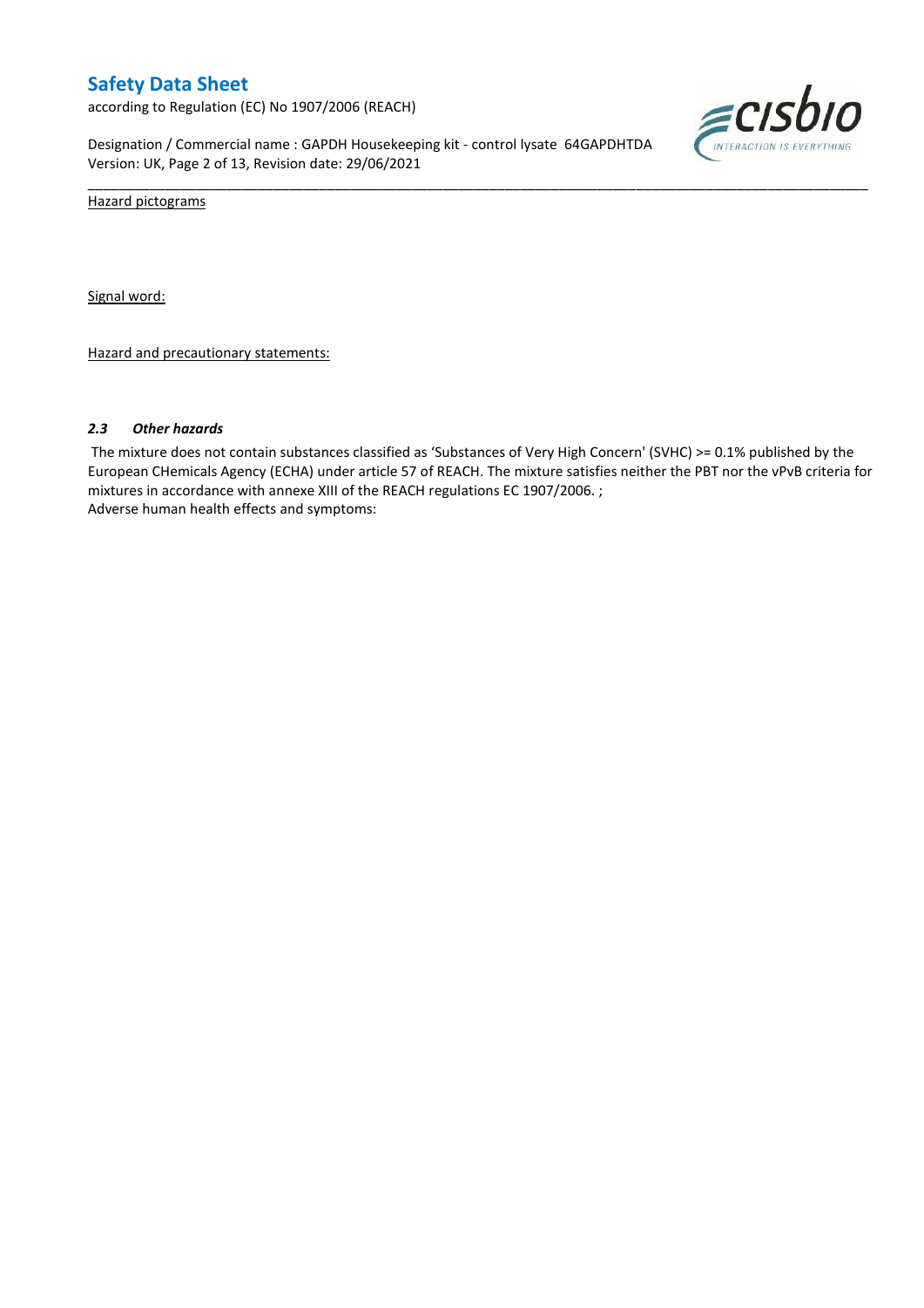Hazard pictograms

Signal word:

Hazard and precautionary statements:

### *2.3 Other hazards*

The mixture does not contain substances classified as 'Substances of Very High Concern' (SVHC) >= 0.1% published by the European CHemicals Agency (ECHA) under article 57 of REACH. The mixture satisfies neither the PBT nor the vPvB criteria for mixtures in accordance with annexe XIII of the REACH regulations EC 1907/2006. ;
Adverse human health effects and symptoms: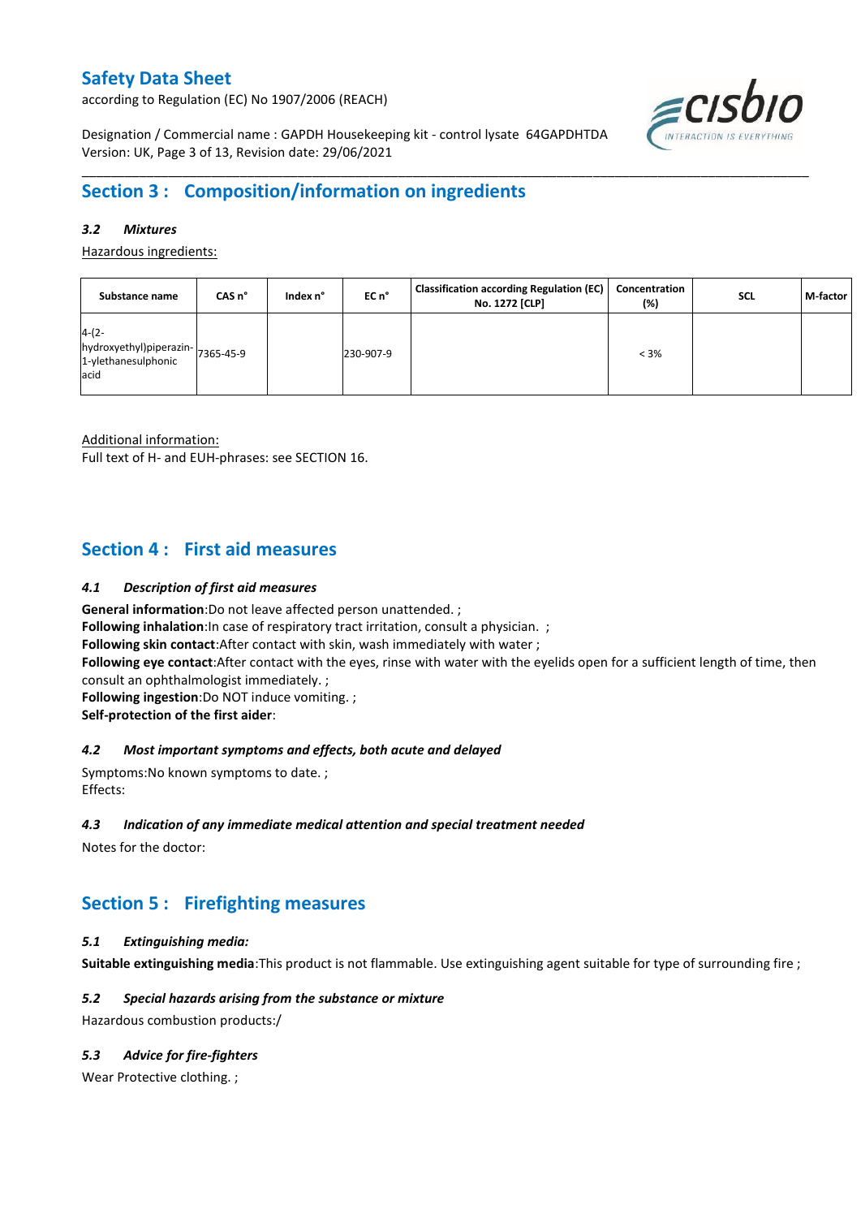## Section 3 : Composition/information on ingredients

### *3.2 Mixtures*

Hazardous ingredients:

| Substance name | CAS n° | Index n° | EC n° | Classification according Regulation (EC) No. 1272 [CLP] | Concentration (%) | SCL | M-factor |
|---|---|---|---|---|---|---|---|
| 4-(2-hydroxyethyl)piperazin-1-ylethanesulphonic acid | 7365-45-9 | | 230-907-9 | | < 3% | | |

Additional information:
Full text of H- and EUH-phrases: see SECTION 16.

## Section 4 : First aid measures

### *4.1 Description of first aid measures*

**General information**:Do not leave affected person unattended. ;
**Following inhalation**:In case of respiratory tract irritation, consult a physician. ;
**Following skin contact**:After contact with skin, wash immediately with water ;
**Following eye contact**:After contact with the eyes, rinse with water with the eyelids open for a sufficient length of time, then consult an ophthalmologist immediately. ;
**Following ingestion**:Do NOT induce vomiting. ;
**Self-protection of the first aider**:

### *4.2 Most important symptoms and effects, both acute and delayed*

Symptoms:No known symptoms to date. ;
Effects:

### *4.3 Indication of any immediate medical attention and special treatment needed*

Notes for the doctor:

## Section 5 : Firefighting measures

### *5.1 Extinguishing media:*

**Suitable extinguishing media**:This product is not flammable. Use extinguishing agent suitable for type of surrounding fire ;

### *5.2 Special hazards arising from the substance or mixture*

Hazardous combustion products:/

### *5.3 Advice for fire-fighters*

Wear Protective clothing. ;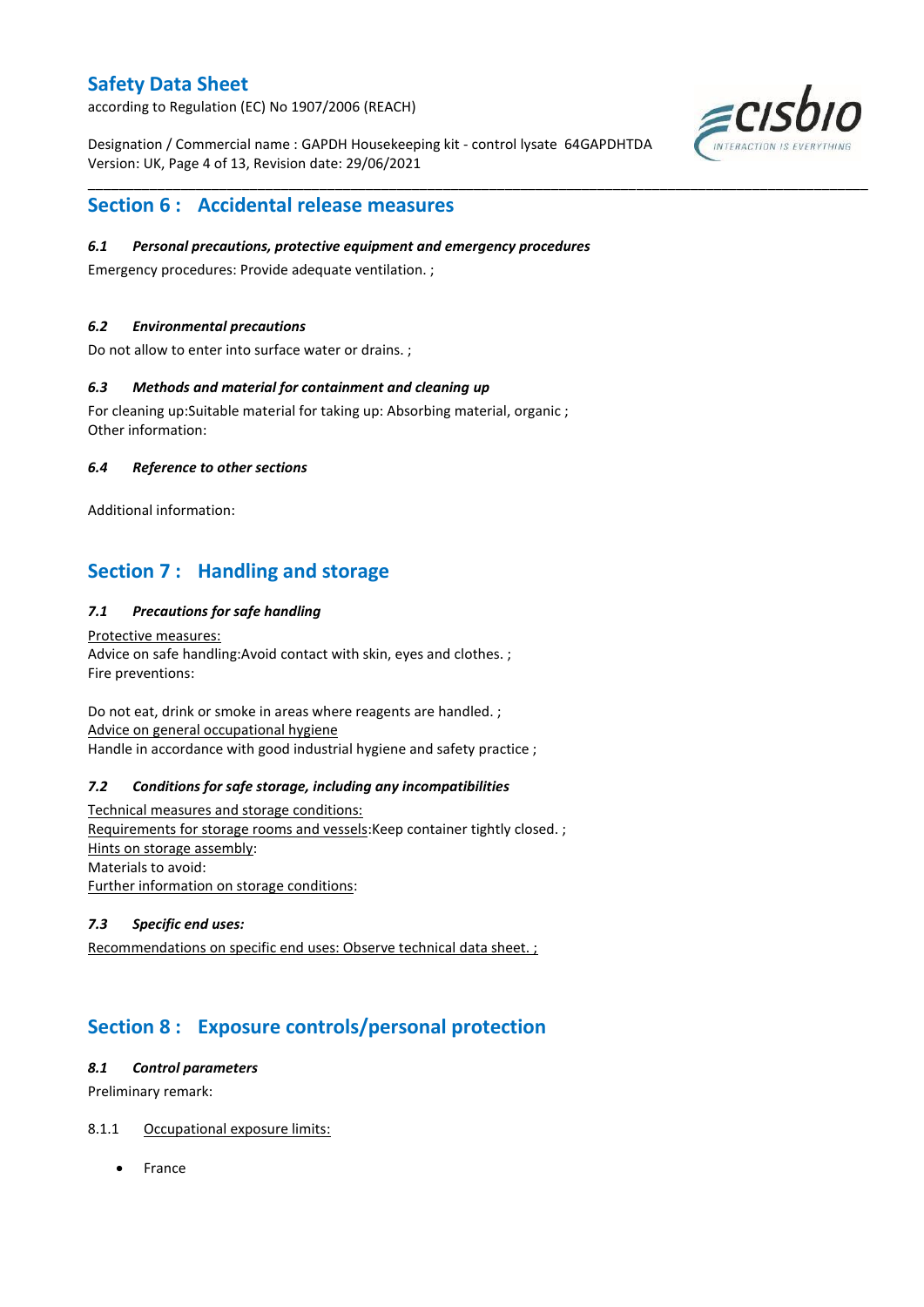## Section 6 : Accidental release measures

### *6.1 Personal precautions, protective equipment and emergency procedures*

Emergency procedures: Provide adequate ventilation. ;

### *6.2 Environmental precautions*

Do not allow to enter into surface water or drains. ;

### *6.3 Methods and material for containment and cleaning up*

For cleaning up:Suitable material for taking up: Absorbing material, organic ;
Other information:

### *6.4 Reference to other sections*

Additional information:

## Section 7 : Handling and storage

### *7.1 Precautions for safe handling*

<u>Protective measures:</u>
Advice on safe handling:Avoid contact with skin, eyes and clothes. ;
Fire preventions:

Do not eat, drink or smoke in areas where reagents are handled. ;
<u>Advice on general occupational hygiene</u>
Handle in accordance with good industrial hygiene and safety practice ;

### *7.2 Conditions for safe storage, including any incompatibilities*

<u>Technical measures and storage conditions:</u>
<u>Requirements for storage rooms and vessels</u>:Keep container tightly closed. ;
<u>Hints on storage assembly</u>:
Materials to avoid:
<u>Further information on storage conditions</u>:

### *7.3 Specific end uses:*

<u>Recommendations on specific end uses: Observe technical data sheet. ;</u>

## Section 8 : Exposure controls/personal protection

### *8.1 Control parameters*

Preliminary remark:

8.1.1 <u>Occupational exposure limits:</u>

- France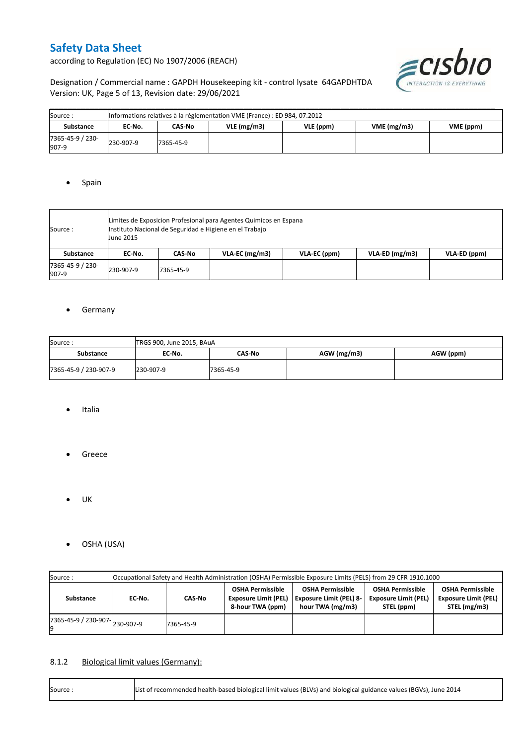| Source : | Informations relatives à la réglementation VME (France) : ED 984, 07.2012 | | | | | |
|---|---|---|---|---|---|---|
| **Substance** | **EC-No.** | **CAS-No** | **VLE (mg/m3)** | **VLE (ppm)** | **VME (mg/m3)** | **VME (ppm)** |
| 7365-45-9 / 230-907-9 | 230-907-9 | 7365-45-9 | | | | |

- Spain

| Source : | Limites de Exposicion Profesional para Agentes Quimicos en Espana<br>Instituto Nacional de Seguridad e Higiene en el Trabajo<br>June 2015 | | | | | |
|---|---|---|---|---|---|---|
| **Substance** | **EC-No.** | **CAS-No** | **VLA-EC (mg/m3)** | **VLA-EC (ppm)** | **VLA-ED (mg/m3)** | **VLA-ED (ppm)** |
| 7365-45-9 / 230-907-9 | 230-907-9 | 7365-45-9 | | | | |

- Germany

| Source : | TRGS 900, June 2015, BAuA | | | |
|---|---|---|---|---|
| **Substance** | **EC-No.** | **CAS-No** | **AGW (mg/m3)** | **AGW (ppm)** |
| 7365-45-9 / 230-907-9 | 230-907-9 | 7365-45-9 | | |

- Italia

- Greece

- UK

- OSHA (USA)

| Source : | Occupational Safety and Health Administration (OSHA) Permissible Exposure Limits (PELS) from 29 CFR 1910.1000 | | | | | |
|---|---|---|---|---|---|---|
| **Substance** | **EC-No.** | **CAS-No** | **OSHA Permissible Exposure Limit (PEL) 8-hour TWA (ppm)** | **OSHA Permissible Exposure Limit (PEL) 8-hour TWA (mg/m3)** | **OSHA Permissible Exposure Limit (PEL) STEL (ppm)** | **OSHA Permissible Exposure Limit (PEL) STEL (mg/m3)** |
| 7365-45-9 / 230-907-9 | 230-907-9 | 7365-45-9 | | | | |

### 8.1.2 Biological limit values (Germany):

| Source : | List of recommended health-based biological limit values (BLVs) and biological guidance values (BGVs), June 2014 |
|---|---|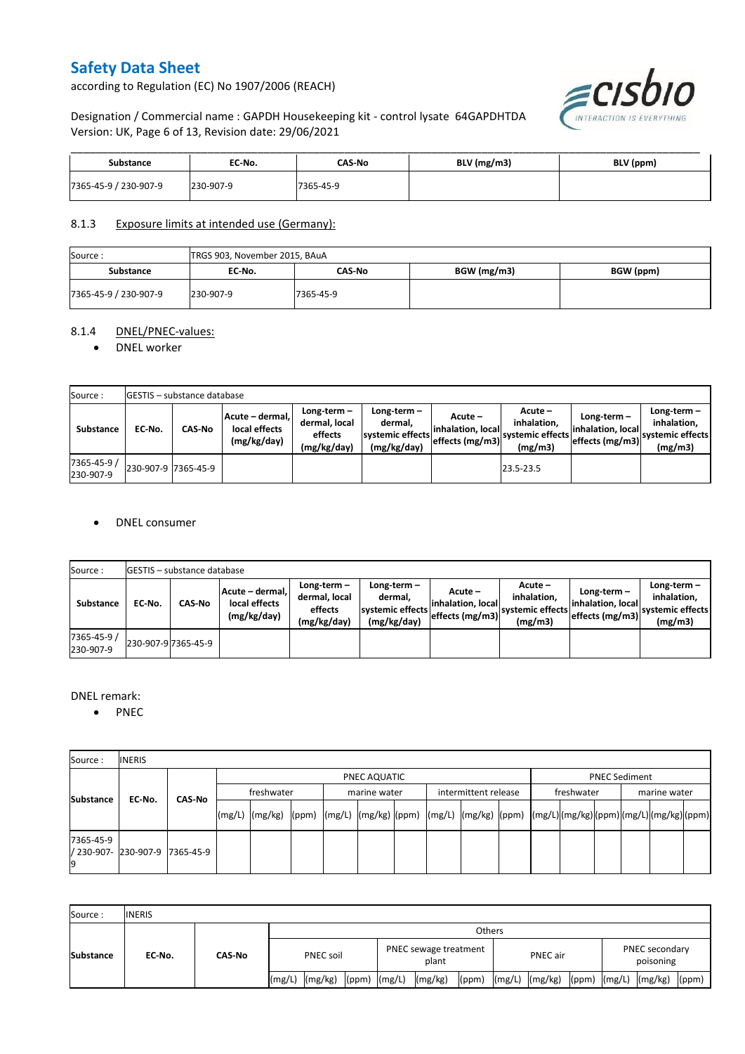| Substance | EC-No. | CAS-No | BLV (mg/m3) | BLV (ppm) |
|---|---|---|---|---|
| 7365-45-9 / 230-907-9 | 230-907-9 | 7365-45-9 | | |

### 8.1.3 Exposure limits at intended use (Germany):

| Source : | TRGS 903, November 2015, BAuA | | | |
|---|---|---|---|---|
| **Substance** | **EC-No.** | **CAS-No** | **BGW (mg/m3)** | **BGW (ppm)** |
| 7365-45-9 / 230-907-9 | 230-907-9 | 7365-45-9 | | |

### 8.1.4 DNEL/PNEC-values:

- DNEL worker

| Source : | GESTIS – substance database | | | | | | | | |
|---|---|---|---|---|---|---|---|---|---|
| **Substance** | **EC-No.** | **CAS-No** | **Acute – dermal, local effects (mg/kg/day)** | **Long-term – dermal, local effects (mg/kg/day)** | **Long-term – dermal, systemic effects (mg/kg/day)** | **Acute – inhalation, local effects (mg/m3)** | **Acute – inhalation, systemic effects (mg/m3)** | **Long-term – inhalation, local effects (mg/m3)** | **Long-term – inhalation, systemic effects (mg/m3)** |
| 7365-45-9 / 230-907-9 | 230-907-9 | 7365-45-9 | | | | | 23.5-23.5 | | |

- DNEL consumer

| Source : | GESTIS – substance database | | | | | | | | |
|---|---|---|---|---|---|---|---|---|---|
| **Substance** | **EC-No.** | **CAS-No** | **Acute – dermal, local effects (mg/kg/day)** | **Long-term – dermal, local effects (mg/kg/day)** | **Long-term – dermal, systemic effects (mg/kg/day)** | **Acute – inhalation, local effects (mg/m3)** | **Acute – inhalation, systemic effects (mg/m3)** | **Long-term – inhalation, local effects (mg/m3)** | **Long-term – inhalation, systemic effects (mg/m3)** |
| 7365-45-9 / 230-907-9 | 230-907-9 | 7365-45-9 | | | | | | | |

DNEL remark:

- PNEC

| Source : | INERIS | | | | | | | | | | | | | | | | | |
|---|---|---|---|---|---|---|---|---|---|---|---|---|---|---|---|---|---|---|
| **Substance** | **EC-No.** | **CAS-No** | PNEC AQUATIC | | | | | | | | | PNEC Sediment | | | | | |
| | | | freshwater | | | marine water | | | intermittent release | | | freshwater | | | marine water | | |
| | | | (mg/L) | (mg/kg) | (ppm) | (mg/L) | (mg/kg) | (ppm) | (mg/L) | (mg/kg) | (ppm) | (mg/L) | (mg/kg) | (ppm) | (mg/L) | (mg/kg) | (ppm) |
| 7365-45-9 / 230-907-9 | 230-907-9 | 7365-45-9 | | | | | | | | | | | | | | | |

| Source : | INERIS | | | | | | | | | | | | | |
|---|---|---|---|---|---|---|---|---|---|---|---|---|---|---|
| **Substance** | **EC-No.** | **CAS-No** | Others | | | | | | | | | | | |
| | | | PNEC soil | | | PNEC sewage treatment plant | | | PNEC air | | | PNEC secondary poisoning | | |
| | | | (mg/L) | (mg/kg) | (ppm) | (mg/L) | (mg/kg) | (ppm) | (mg/L) | (mg/kg) | (ppm) | (mg/L) | (mg/kg) | (ppm) |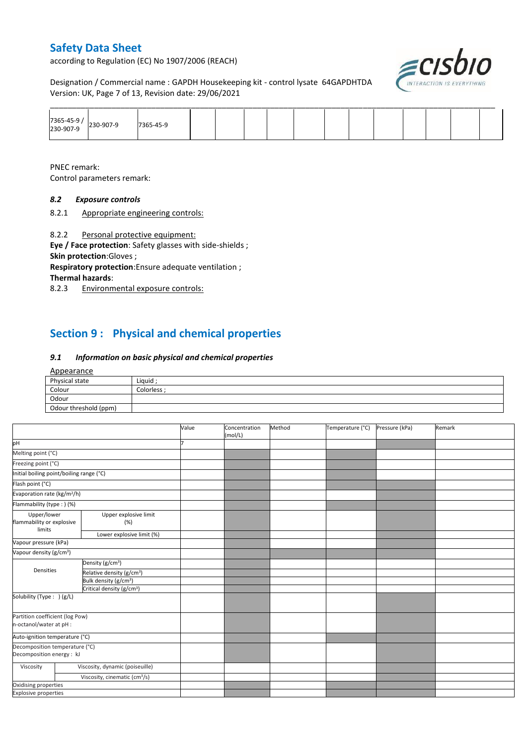| 7365-45-9 / 230-907-9 | 230-907-9 | 7365-45-9 | | | | | | | | | | |
|---|---|---|---|---|---|---|---|---|---|---|---|---|

PNEC remark:
Control parameters remark:

### *8.2 Exposure controls*

8.2.1 Appropriate engineering controls:

8.2.2 Personal protective equipment:

**Eye / Face protection**: Safety glasses with side-shields ;
**Skin protection**:Gloves ;
**Respiratory protection**:Ensure adequate ventilation ;
**Thermal hazards**:

8.2.3 Environmental exposure controls:

## Section 9 : Physical and chemical properties

### *9.1 Information on basic physical and chemical properties*

Appearance

| Physical state | Liquid ; |
|---|---|
| Colour | Colorless ; |
| Odour | |
| Odour threshold (ppm) | |

| | | Value | Concentration (mol/L) | Method | Temperature (°C) | Pressure (kPa) | Remark |
|---|---|---|---|---|---|---|---|
| pH | | 7 | | | | | |
| Melting point (°C) | | | | | | | |
| Freezing point (°C) | | | | | | | |
| Initial boiling point/boiling range (°C) | | | | | | | |
| Flash point (°C) | | | | | | | |
| Evaporation rate (kg/m²/h) | | | | | | | |
| Flammability (type : ) (%) | | | | | | | |
| Upper/lower flammability or explosive limits | Upper explosive limit (%) | | | | | | |
| | Lower explosive limit (%) | | | | | | |
| Vapour pressure (kPa) | | | | | | | |
| Vapour density (g/cm³) | | | | | | | |
| Densities | Density (g/cm³) | | | | | | |
| | Relative density (g/cm³) | | | | | | |
| | Bulk density (g/cm³) | | | | | | |
| | Critical density (g/cm³) | | | | | | |
| Solubility (Type : ) (g/L) | | | | | | | |
| Partition coefficient (log Pow) n-octanol/water at pH : | | | | | | | |
| Auto-ignition temperature (°C) | | | | | | | |
| Decomposition temperature (°C) Decomposition energy : kJ | | | | | | | |
| Viscosity | Viscosity, dynamic (poiseuille) | | | | | | |
| | Viscosity, cinematic (cm³/s) | | | | | | |
| Oxidising properties | | | | | | | |
| Explosive properties | | | | | | | |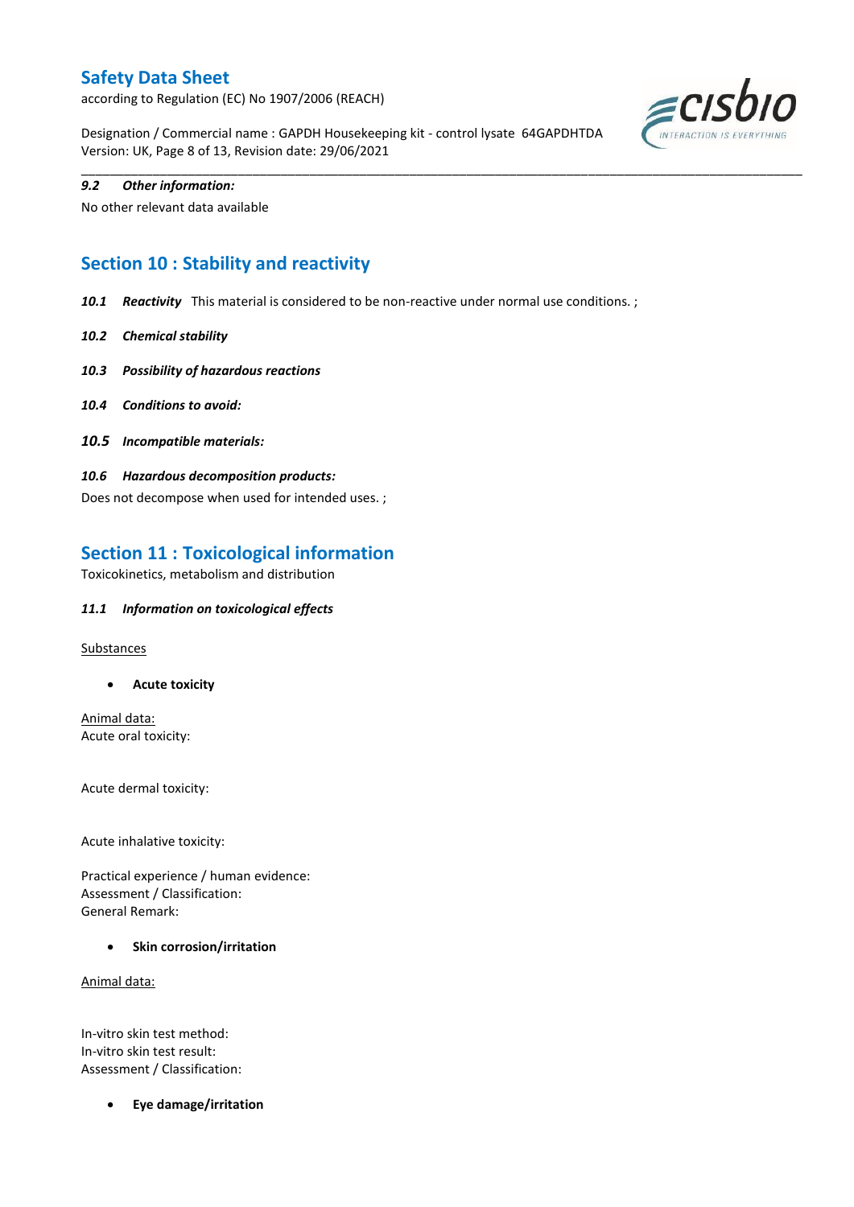*9.2 Other information:*

No other relevant data available

## Section 10 : Stability and reactivity

***10.1 Reactivity*** This material is considered to be non-reactive under normal use conditions. ;

***10.2 Chemical stability***

***10.3 Possibility of hazardous reactions***

***10.4 Conditions to avoid:***

***10.5 Incompatible materials:***

***10.6 Hazardous decomposition products:***

Does not decompose when used for intended uses. ;

## Section 11 : Toxicological information

Toxicokinetics, metabolism and distribution

***11.1 Information on toxicological effects***

Substances

- **Acute toxicity**

Animal data:
Acute oral toxicity:

Acute dermal toxicity:

Acute inhalative toxicity:

Practical experience / human evidence:
Assessment / Classification:
General Remark:

- **Skin corrosion/irritation**

Animal data:

In-vitro skin test method:
In-vitro skin test result:
Assessment / Classification:

- **Eye damage/irritation**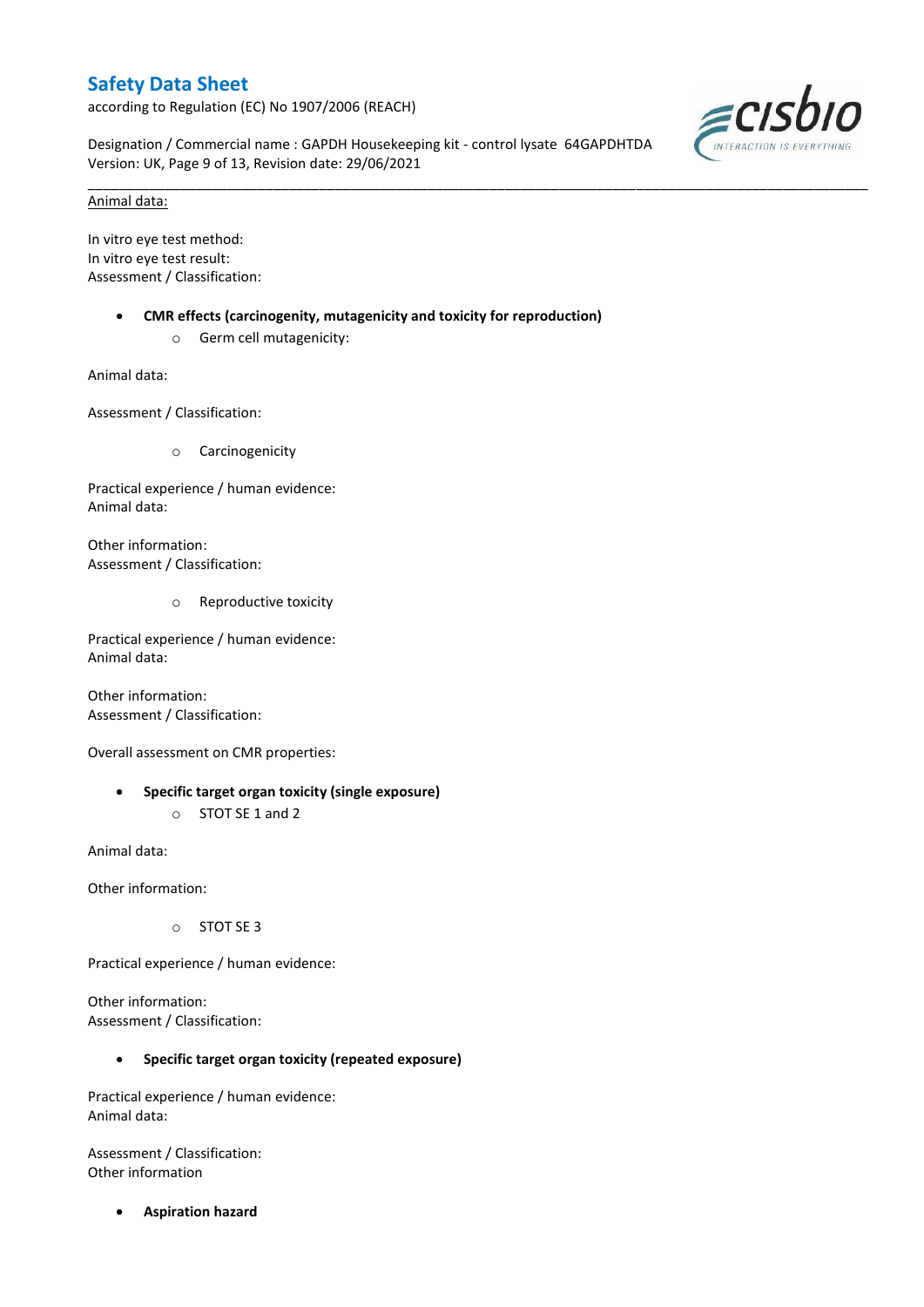Animal data:

In vitro eye test method:
In vitro eye test result:
Assessment / Classification:

- **CMR effects (carcinogenity, mutagenicity and toxicity for reproduction)**
  - Germ cell mutagenicity:

Animal data:

Assessment / Classification:

  - Carcinogenicity

Practical experience / human evidence:
Animal data:

Other information:
Assessment / Classification:

  - Reproductive toxicity

Practical experience / human evidence:
Animal data:

Other information:
Assessment / Classification:

Overall assessment on CMR properties:

- **Specific target organ toxicity (single exposure)**
  - STOT SE 1 and 2

Animal data:

Other information:

  - STOT SE 3

Practical experience / human evidence:

Other information:
Assessment / Classification:

- **Specific target organ toxicity (repeated exposure)**

Practical experience / human evidence:
Animal data:

Assessment / Classification:
Other information

- **Aspiration hazard**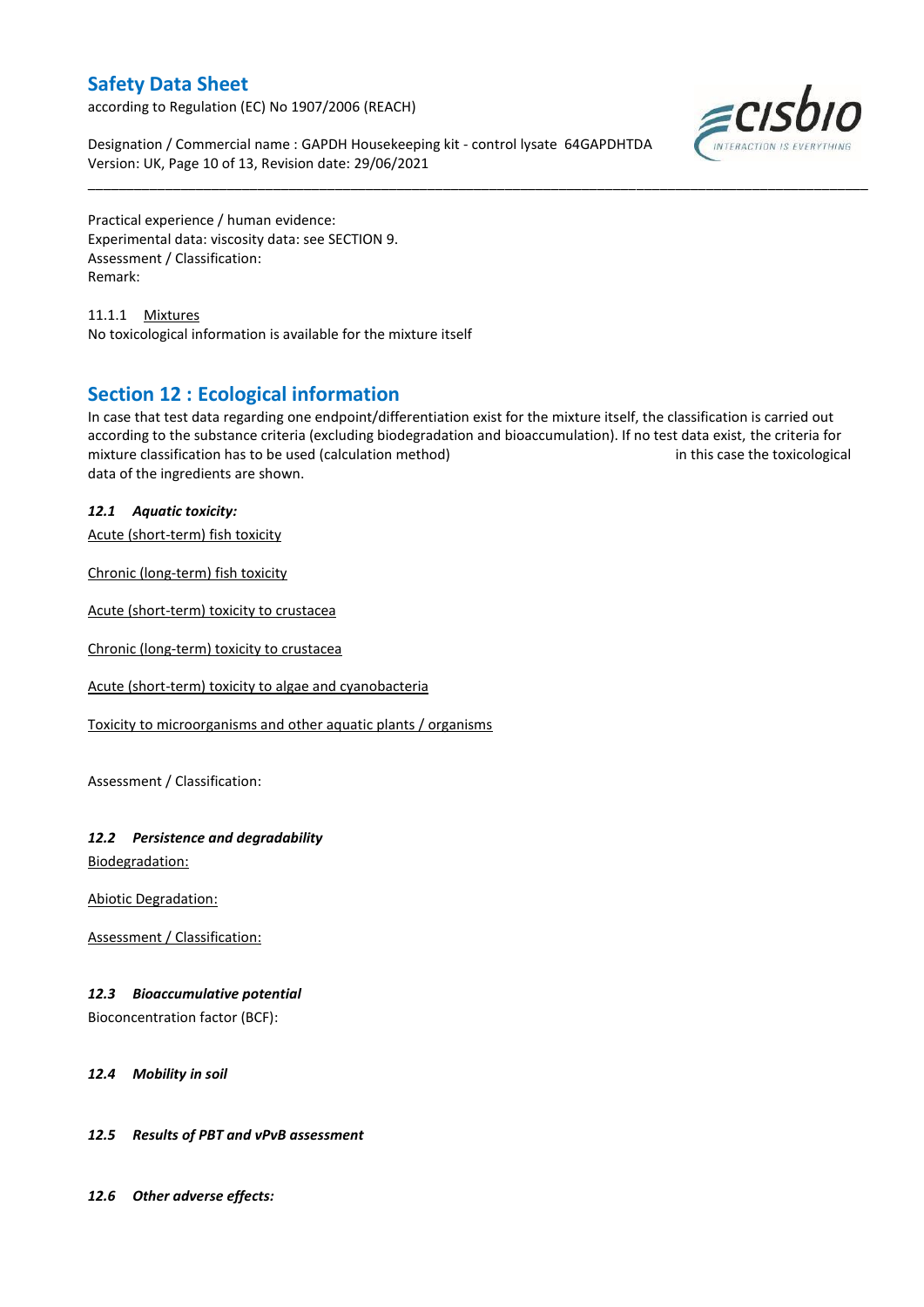Practical experience / human evidence:
Experimental data: viscosity data: see SECTION 9.
Assessment / Classification:
Remark:

11.1.1 Mixtures

No toxicological information is available for the mixture itself

## Section 12 : Ecological information

In case that test data regarding one endpoint/differentiation exist for the mixture itself, the classification is carried out according to the substance criteria (excluding biodegradation and bioaccumulation). If no test data exist, the criteria for mixture classification has to be used (calculation method) in this case the toxicological data of the ingredients are shown.

### *12.1 Aquatic toxicity:*

Acute (short-term) fish toxicity

Chronic (long-term) fish toxicity

Acute (short-term) toxicity to crustacea

Chronic (long-term) toxicity to crustacea

Acute (short-term) toxicity to algae and cyanobacteria

Toxicity to microorganisms and other aquatic plants / organisms

Assessment / Classification:

### *12.2 Persistence and degradability*

Biodegradation:

Abiotic Degradation:

Assessment / Classification:

### *12.3 Bioaccumulative potential*

Bioconcentration factor (BCF):

### *12.4 Mobility in soil*

### *12.5 Results of PBT and vPvB assessment*

### *12.6 Other adverse effects:*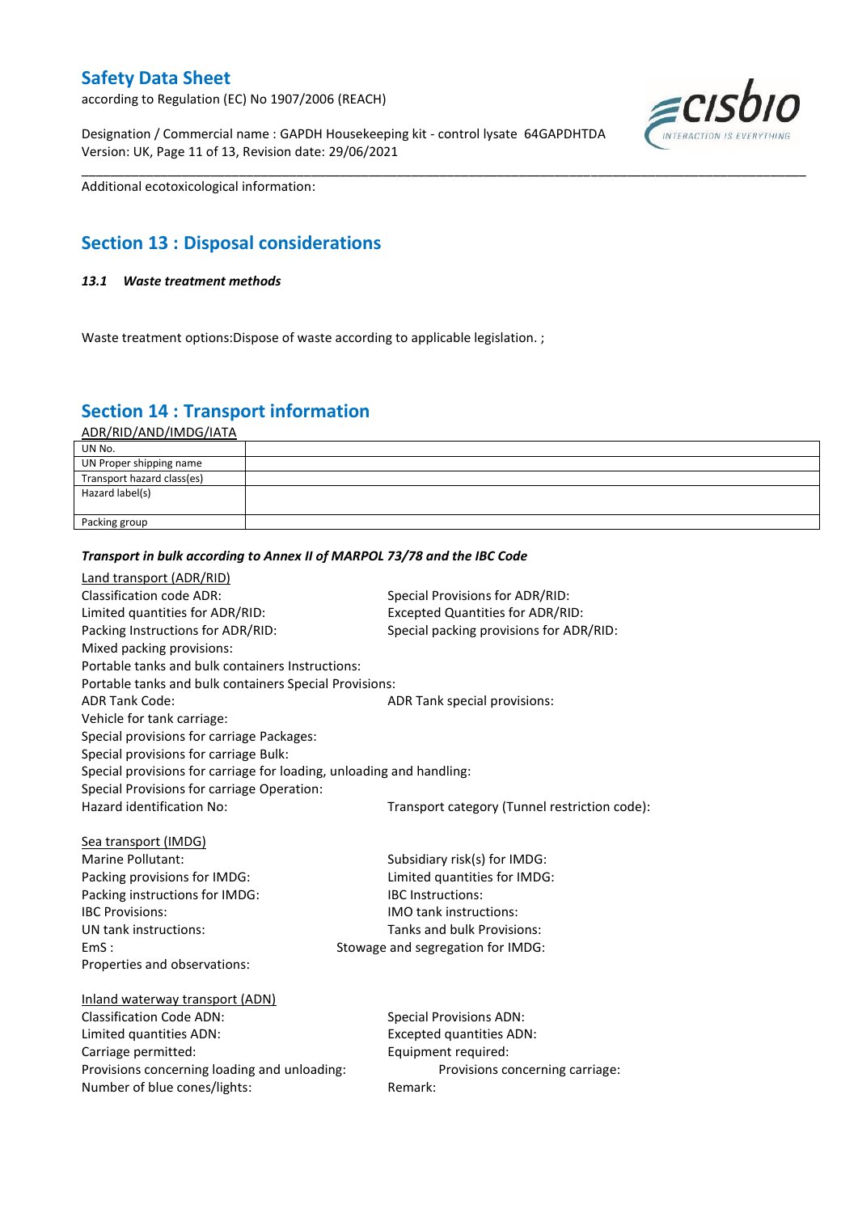Additional ecotoxicological information:

## Section 13 : Disposal considerations

### *13.1 Waste treatment methods*

Waste treatment options:Dispose of waste according to applicable legislation. ;

## Section 14 : Transport information

ADR/RID/AND/IMDG/IATA

| UN No. | |
|---|---|
| UN Proper shipping name | |
| Transport hazard class(es) | |
| Hazard label(s) | |
| Packing group | |

***Transport in bulk according to Annex II of MARPOL 73/78 and the IBC Code***

Land transport (ADR/RID)

Classification code ADR:

Special Provisions for ADR/RID:

Limited quantities for ADR/RID:

Excepted Quantities for ADR/RID:

Packing Instructions for ADR/RID:

Special packing provisions for ADR/RID:

Mixed packing provisions:

Portable tanks and bulk containers Instructions:

Portable tanks and bulk containers Special Provisions:

ADR Tank Code:

ADR Tank special provisions:

Vehicle for tank carriage:

Special provisions for carriage Packages:

Special provisions for carriage Bulk:

Special provisions for carriage for loading, unloading and handling:

Special Provisions for carriage Operation:

Hazard identification No:

Transport category (Tunnel restriction code):

Sea transport (IMDG)

Marine Pollutant:

Subsidiary risk(s) for IMDG:

Packing provisions for IMDG:

Limited quantities for IMDG:

Packing instructions for IMDG:

IBC Instructions:

IBC Provisions:

IMO tank instructions:

UN tank instructions:

Tanks and bulk Provisions:

EmS :

Stowage and segregation for IMDG:

Properties and observations:

Inland waterway transport (ADN)

Classification Code ADN:

Special Provisions ADN:

Limited quantities ADN:

Excepted quantities ADN:

Carriage permitted:

Equipment required:

Provisions concerning loading and unloading:

Provisions concerning carriage:

Number of blue cones/lights:

Remark: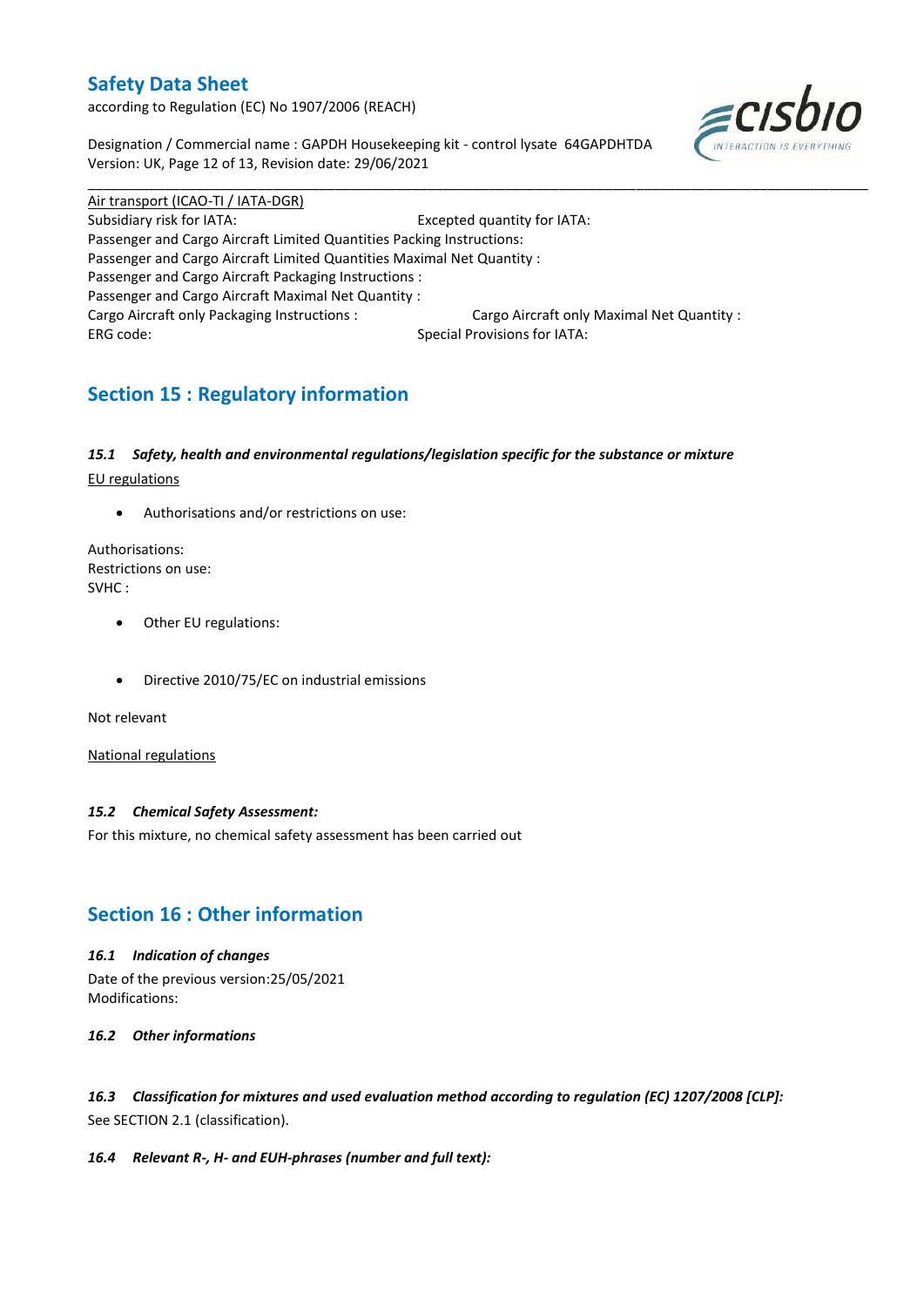Air transport (ICAO-TI / IATA-DGR)

Subsidiary risk for IATA: Excepted quantity for IATA:
Passenger and Cargo Aircraft Limited Quantities Packing Instructions:
Passenger and Cargo Aircraft Limited Quantities Maximal Net Quantity :
Passenger and Cargo Aircraft Packaging Instructions :
Passenger and Cargo Aircraft Maximal Net Quantity :
Cargo Aircraft only Packaging Instructions : Cargo Aircraft only Maximal Net Quantity :
ERG code: Special Provisions for IATA:

## Section 15 : Regulatory information

### *15.1 Safety, health and environmental regulations/legislation specific for the substance or mixture*

EU regulations

- Authorisations and/or restrictions on use:

Authorisations:
Restrictions on use:
SVHC :

- Other EU regulations:

- Directive 2010/75/EC on industrial emissions

Not relevant

National regulations

### *15.2 Chemical Safety Assessment:*

For this mixture, no chemical safety assessment has been carried out

## Section 16 : Other information

### *16.1 Indication of changes*

Date of the previous version:25/05/2021
Modifications:

### *16.2 Other informations*

### *16.3 Classification for mixtures and used evaluation method according to regulation (EC) 1207/2008 [CLP]:*

See SECTION 2.1 (classification).

### *16.4 Relevant R-, H- and EUH-phrases (number and full text):*